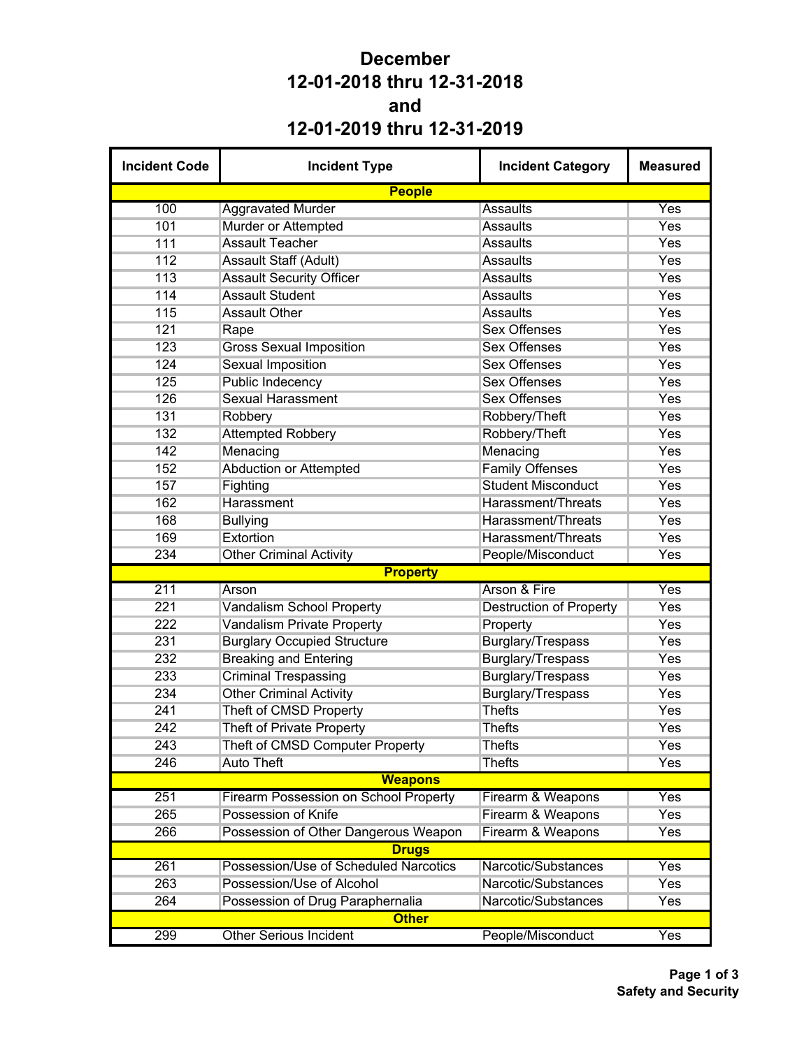# December
# 12-01-2018 thru 12-31-2018
# and
# 12-01-2019 thru 12-31-2019

| Incident Code | Incident Type | Incident Category | Measured |
|---|---|---|---|
| **People** | | | |
| 100 | Aggravated Murder | Assaults | Yes |
| 101 | Murder or Attempted | Assaults | Yes |
| 111 | Assault Teacher | Assaults | Yes |
| 112 | Assault Staff (Adult) | Assaults | Yes |
| 113 | Assault Security Officer | Assaults | Yes |
| 114 | Assault Student | Assaults | Yes |
| 115 | Assault Other | Assaults | Yes |
| 121 | Rape | Sex Offenses | Yes |
| 123 | Gross Sexual Imposition | Sex Offenses | Yes |
| 124 | Sexual Imposition | Sex Offenses | Yes |
| 125 | Public Indecency | Sex Offenses | Yes |
| 126 | Sexual Harassment | Sex Offenses | Yes |
| 131 | Robbery | Robbery/Theft | Yes |
| 132 | Attempted Robbery | Robbery/Theft | Yes |
| 142 | Menacing | Menacing | Yes |
| 152 | Abduction or Attempted | Family Offenses | Yes |
| 157 | Fighting | Student Misconduct | Yes |
| 162 | Harassment | Harassment/Threats | Yes |
| 168 | Bullying | Harassment/Threats | Yes |
| 169 | Extortion | Harassment/Threats | Yes |
| 234 | Other Criminal Activity | People/Misconduct | Yes |
| **Property** | | | |
| 211 | Arson | Arson & Fire | Yes |
| 221 | Vandalism School Property | Destruction of Property | Yes |
| 222 | Vandalism Private Property | Property | Yes |
| 231 | Burglary Occupied Structure | Burglary/Trespass | Yes |
| 232 | Breaking and Entering | Burglary/Trespass | Yes |
| 233 | Criminal Trespassing | Burglary/Trespass | Yes |
| 234 | Other Criminal Activity | Burglary/Trespass | Yes |
| 241 | Theft of CMSD Property | Thefts | Yes |
| 242 | Theft of Private Property | Thefts | Yes |
| 243 | Theft of CMSD Computer Property | Thefts | Yes |
| 246 | Auto Theft | Thefts | Yes |
| **Weapons** | | | |
| 251 | Firearm Possession on School Property | Firearm & Weapons | Yes |
| 265 | Possession of Knife | Firearm & Weapons | Yes |
| 266 | Possession of Other Dangerous Weapon | Firearm & Weapons | Yes |
| **Drugs** | | | |
| 261 | Possession/Use of Scheduled Narcotics | Narcotic/Substances | Yes |
| 263 | Possession/Use of Alcohol | Narcotic/Substances | Yes |
| 264 | Possession of Drug Paraphernalia | Narcotic/Substances | Yes |
| **Other** | | | |
| 299 | Other Serious Incident | People/Misconduct | Yes |

**Safety and Security**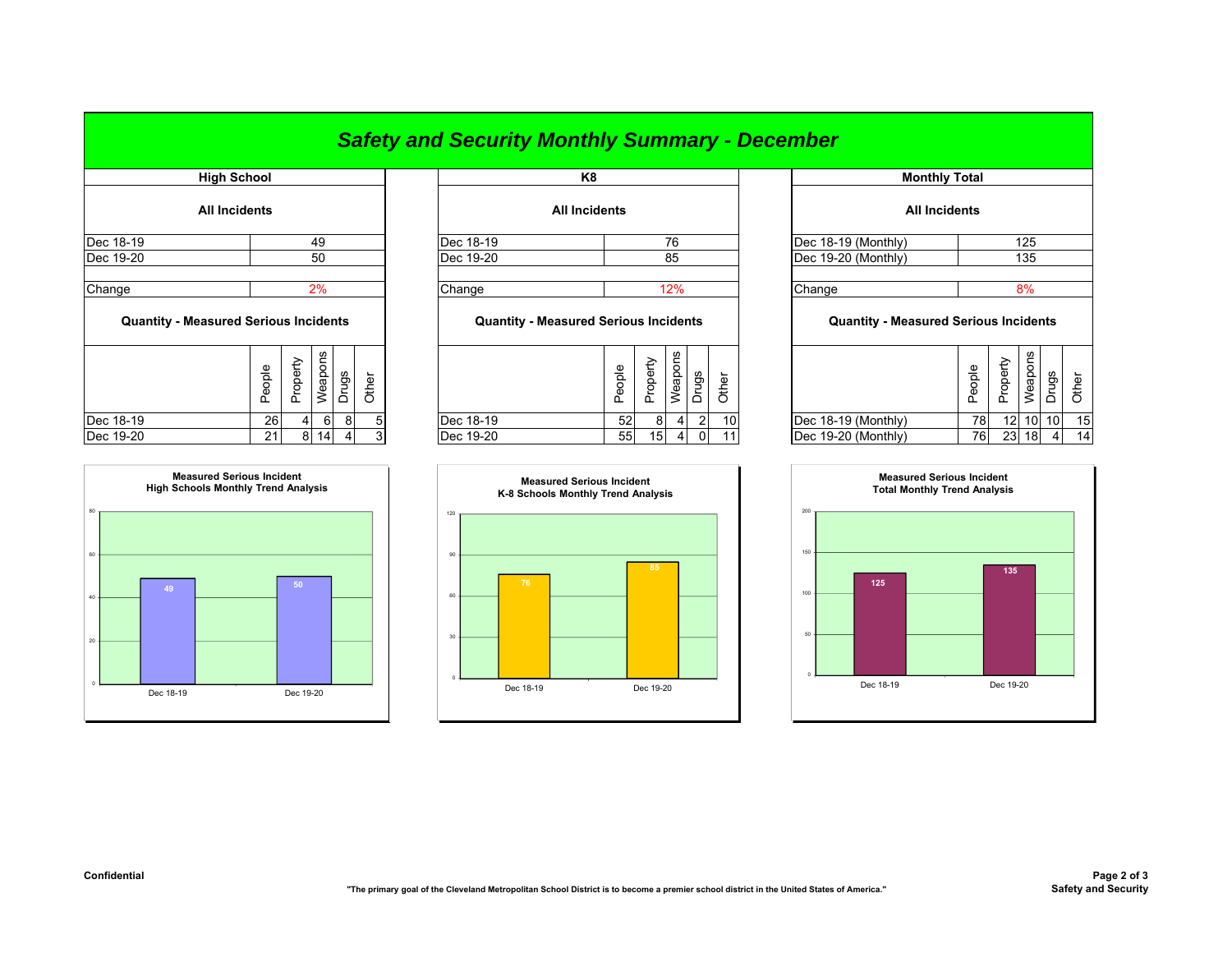# Safety and Security Monthly Summary - December

## High School

### All Incidents

| | |
|---|---|
| Dec 18-19 | 49 |
| Dec 19-20 | 50 |
| Change | 2% |

### Quantity - Measured Serious Incidents

| | People | Property | Weapons | Drugs | Other |
|---|---|---|---|---|---|
| Dec 18-19 | 26 | 4 | 6 | 8 | 5 |
| Dec 19-20 | 21 | 8 | 14 | 4 | 3 |

## K8

### All Incidents

| | |
|---|---|
| Dec 18-19 | 76 |
| Dec 19-20 | 85 |
| Change | 12% |

### Quantity - Measured Serious Incidents

| | People | Property | Weapons | Drugs | Other |
|---|---|---|---|---|---|
| Dec 18-19 | 52 | 8 | 4 | 2 | 10 |
| Dec 19-20 | 55 | 15 | 4 | 0 | 11 |

## Monthly Total

### All Incidents

| | |
|---|---|
| Dec 18-19 (Monthly) | 125 |
| Dec 19-20 (Monthly) | 135 |
| Change | 8% |

### Quantity - Measured Serious Incidents

| | People | Property | Weapons | Drugs | Other |
|---|---|---|---|---|---|
| Dec 18-19 (Monthly) | 78 | 12 | 10 | 10 | 15 |
| Dec 19-20 (Monthly) | 76 | 23 | 18 | 4 | 14 |

**Measured Serious Incident High Schools Monthly Trend Analysis**

| | Incidents |
|---|---|
| Dec 18-19 | 49 |
| Dec 19-20 | 50 |

**Measured Serious Incident K-8 Schools Monthly Trend Analysis**

| | Incidents |
|---|---|
| Dec 18-19 | 76 |
| Dec 19-20 | 85 |

**Measured Serious Incident Total Monthly Trend Analysis**

| | Incidents |
|---|---|
| Dec 18-19 | 125 |
| Dec 19-20 | 135 |

**Confidential**

**"The primary goal of the Cleveland Metropolitan School District is to become a premier school district in the United States of America."**

**Safety and Security**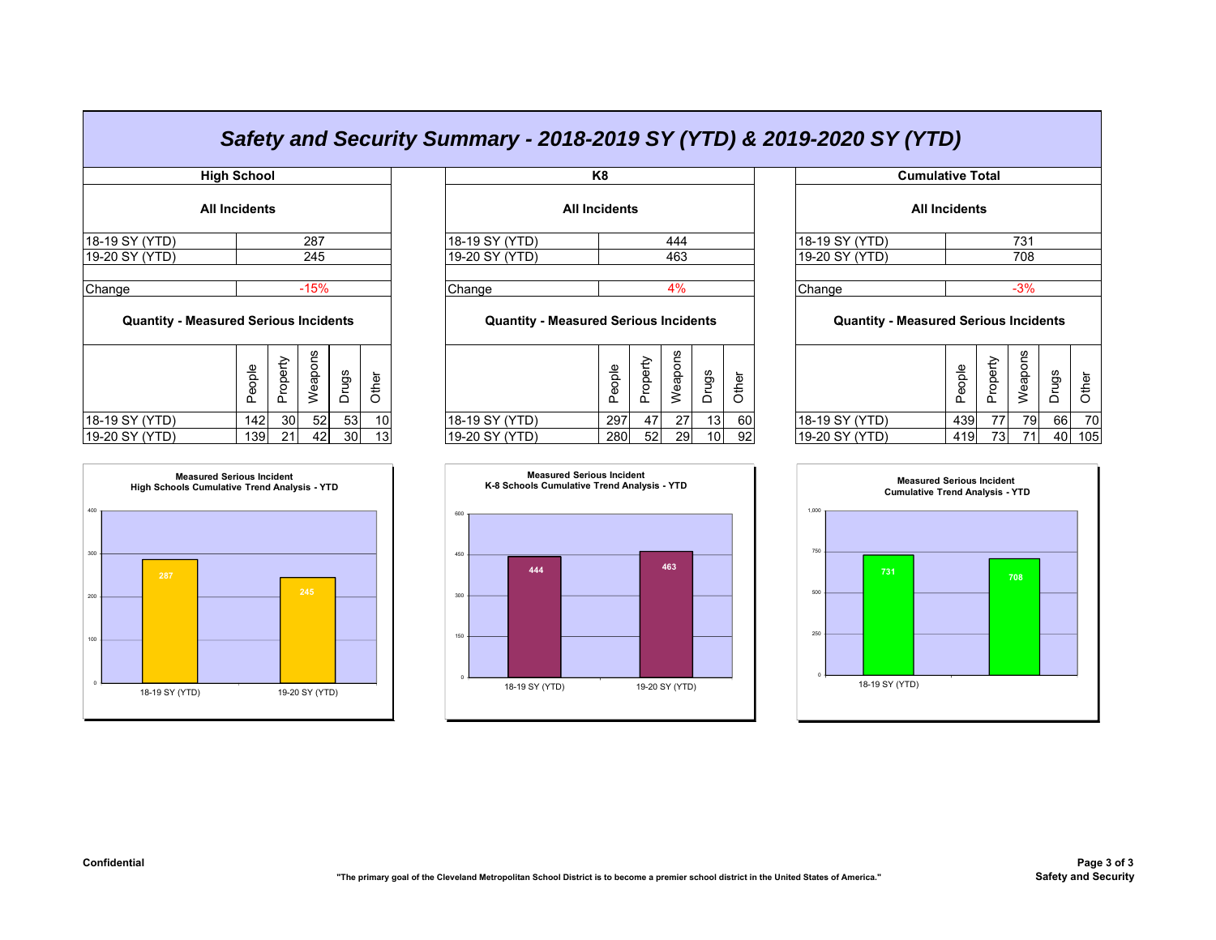# Safety and Security Summary - 2018-2019 SY (YTD) & 2019-2020 SY (YTD)

## High School

### All Incidents

| | |
|---|---|
| 18-19 SY (YTD) | 287 |
| 19-20 SY (YTD) | 245 |
| Change | -15% |

### Quantity - Measured Serious Incidents

| | People | Property | Weapons | Drugs | Other |
|---|---|---|---|---|---|
| 18-19 SY (YTD) | 142 | 30 | 52 | 53 | 10 |
| 19-20 SY (YTD) | 139 | 21 | 42 | 30 | 13 |

## K8

### All Incidents

| | |
|---|---|
| 18-19 SY (YTD) | 444 |
| 19-20 SY (YTD) | 463 |
| Change | 4% |

### Quantity - Measured Serious Incidents

| | People | Property | Weapons | Drugs | Other |
|---|---|---|---|---|---|
| 18-19 SY (YTD) | 297 | 47 | 27 | 13 | 60 |
| 19-20 SY (YTD) | 280 | 52 | 29 | 10 | 92 |

## Cumulative Total

### All Incidents

| | |
|---|---|
| 18-19 SY (YTD) | 731 |
| 19-20 SY (YTD) | 708 |
| Change | -3% |

### Quantity - Measured Serious Incidents

| | People | Property | Weapons | Drugs | Other |
|---|---|---|---|---|---|
| 18-19 SY (YTD) | 439 | 77 | 79 | 66 | 70 |
| 19-20 SY (YTD) | 419 | 73 | 71 | 40 | 105 |

**Measured Serious Incident**
**High Schools Cumulative Trend Analysis - YTD**

400
300
200
100
0
287
245
18-19 SY (YTD)
19-20 SY (YTD)

**Measured Serious Incident**
**K-8 Schools Cumulative Trend Analysis - YTD**

600
450
300
150
0
444
463
18-19 SY (YTD)
19-20 SY (YTD)

**Measured Serious Incident**
**Cumulative Trend Analysis - YTD**

1,000
750
500
250
0
731
708
18-19 SY (YTD)

**Confidential**

**"The primary goal of the Cleveland Metropolitan School District is to become a premier school district in the United States of America."**

**Safety and Security**